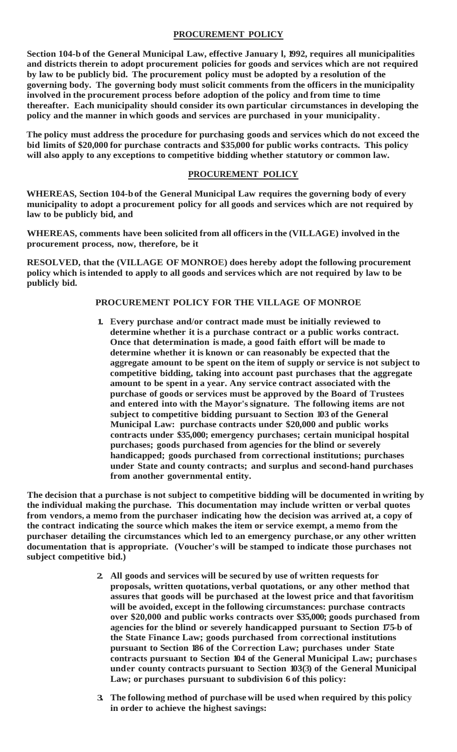## PROCUREMENT POLICY

**Section 104-b of the General Municipal Law, effective January l, 1992, requires all municipalities and districts therein to adopt procurement policies for goods and services which are not required by law to be publicly bid. The procurement policy must be adopted by a resolution of the governing body. The governing body must solicit comments from the officers in the municipality involved in the procurement process before adoption of the policy and from time to time thereafter. Each municipality should consider its own particular circumstances in developing the policy and the manner in which goods and services are purchased in your municipality.**

**The policy must address the procedure for purchasing goods and services which do not exceed the bid limits of $20,000 for purchase contracts and $35,000 for public works contracts. This policy will also apply to any exceptions to competitive bidding whether statutory or common law.**

## PROCUREMENT POLICY

**WHEREAS, Section 104-b of the General Municipal Law requires the governing body of every municipality to adopt a procurement policy for all goods and services which are not required by law to be publicly bid, and**

**WHEREAS, comments have been solicited from all officers in the (VILLAGE) involved in the procurement process, now, therefore, be it**

**RESOLVED, that the (VILLAGE OF MONROE) does hereby adopt the following procurement policy which is intended to apply to all goods and services which are not required by law to be publicly bid.**

### PROCUREMENT POLICY FOR THE VILLAGE OF MONROE

1. **Every purchase and/or contract made must be initially reviewed to determine whether it is a purchase contract or a public works contract. Once that determination is made, a good faith effort will be made to determine whether it is known or can reasonably be expected that the aggregate amount to be spent on the item of supply or service is not subject to competitive bidding, taking into account past purchases that the aggregate amount to be spent in a year. Any service contract associated with the purchase of goods or services must be approved by the Board of Trustees and entered into with the Mayor's signature. The following items are not subject to competitive bidding pursuant to Section 103 of the General Municipal Law: purchase contracts under $20,000 and public works contracts under $35,000; emergency purchases; certain municipal hospital purchases; goods purchased from agencies for the blind or severely handicapped; goods purchased from correctional institutions; purchases under State and county contracts; and surplus and second-hand purchases from another governmental entity.**

**The decision that a purchase is not subject to competitive bidding will be documented in writing by the individual making the purchase. This documentation may include written or verbal quotes from vendors, a memo from the purchaser indicating how the decision was arrived at, a copy of the contract indicating the source which makes the item or service exempt, a memo from the purchaser detailing the circumstances which led to an emergency purchase, or any other written documentation that is appropriate. (Voucher's will be stamped to indicate those purchases not subject competitive bid.)**

2. **All goods and services will be secured by use of written requests for proposals, written quotations, verbal quotations, or any other method that assures that goods will be purchased at the lowest price and that favoritism will be avoided, except in the following circumstances: purchase contracts over $20,000 and public works contracts over $35,000; goods purchased from agencies for the blind or severely handicapped pursuant to Section 175-b of the State Finance Law; goods purchased from correctional institutions pursuant to Section 186 of the Correction Law; purchases under State contracts pursuant to Section 104 of the General Municipal Law; purchases under county contracts pursuant to Section 103(3) of the General Municipal Law; or purchases pursuant to subdivision 6 of this policy:**

3. **The following method of purchase will be used when required by this policy in order to achieve the highest savings:**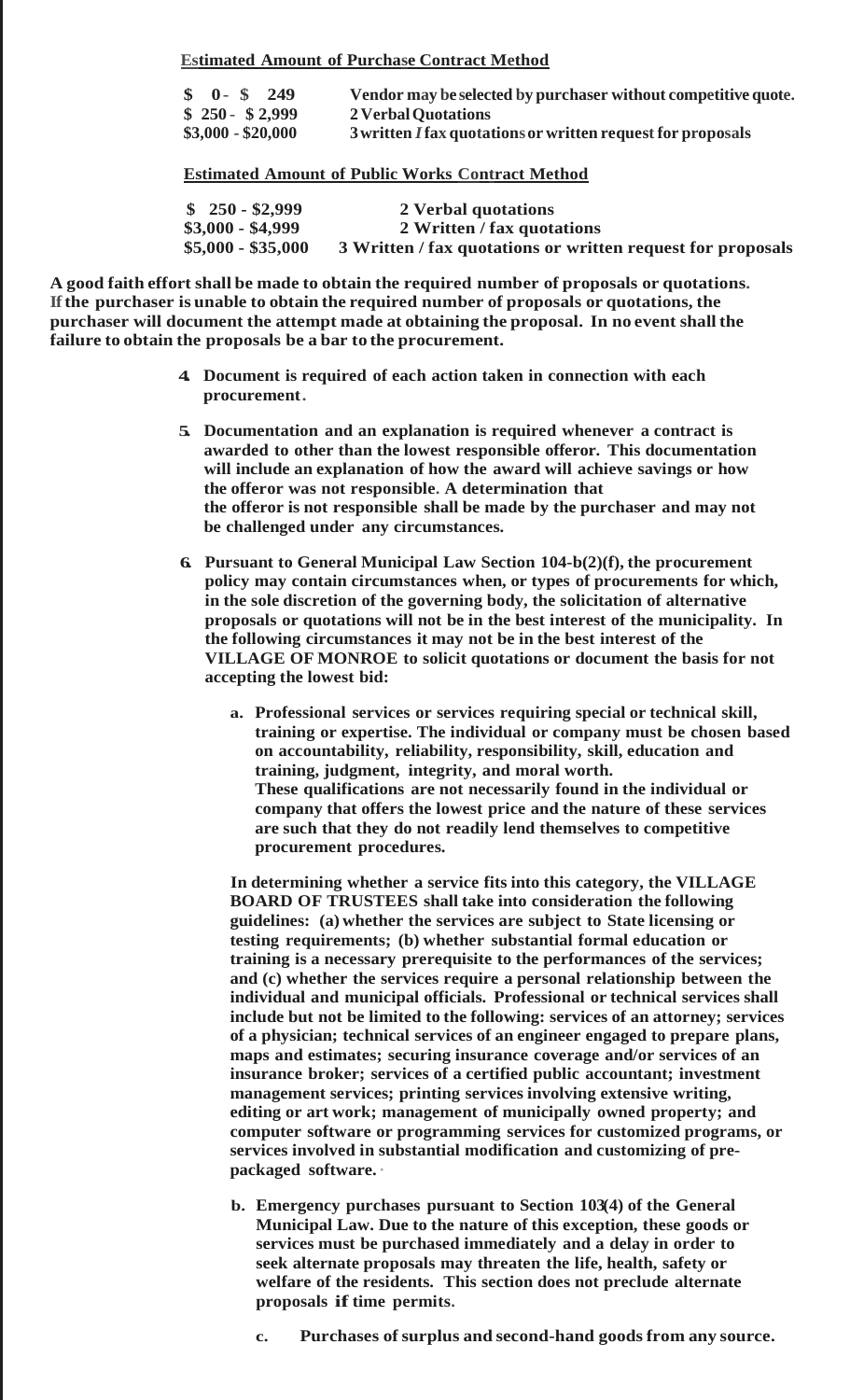**Estimated Amount of Purchase Contract Method**

| | |
|---|---|
| $ 0 - $ 249 | Vendor may be selected by purchaser without competitive quote. |
| $ 250 - $ 2,999 | 2 Verbal Quotations |
| $3,000 - $20,000 | 3 written / fax quotations or written request for proposals |

**Estimated Amount of Public Works Contract Method**

| | |
|---|---|
| $ 250 - $2,999 | 2 Verbal quotations |
| $3,000 - $4,999 | 2 Written / fax quotations |
| $5,000 - $35,000 | 3 Written / fax quotations or written request for proposals |

**A good faith effort shall be made to obtain the required number of proposals or quotations. If the purchaser is unable to obtain the required number of proposals or quotations, the purchaser will document the attempt made at obtaining the proposal. In no event shall the failure to obtain the proposals be a bar to the procurement.**

4. **Document is required of each action taken in connection with each procurement.**

5. **Documentation and an explanation is required whenever a contract is awarded to other than the lowest responsible offeror. This documentation will include an explanation of how the award will achieve savings or how the offeror was not responsible. A determination that the offeror is not responsible shall be made by the purchaser and may not be challenged under any circumstances.**

6. **Pursuant to General Municipal Law Section 104-b(2)(f), the procurement policy may contain circumstances when, or types of procurements for which, in the sole discretion of the governing body, the solicitation of alternative proposals or quotations will not be in the best interest of the municipality. In the following circumstances it may not be in the best interest of the VILLAGE OF MONROE to solicit quotations or document the basis for not accepting the lowest bid:**

   a. **Professional services or services requiring special or technical skill, training or expertise. The individual or company must be chosen based on accountability, reliability, responsibility, skill, education and training, judgment, integrity, and moral worth. These qualifications are not necessarily found in the individual or company that offers the lowest price and the nature of these services are such that they do not readily lend themselves to competitive procurement procedures.**

   **In determining whether a service fits into this category, the VILLAGE BOARD OF TRUSTEES shall take into consideration the following guidelines: (a) whether the services are subject to State licensing or testing requirements; (b) whether substantial formal education or training is a necessary prerequisite to the performances of the services; and (c) whether the services require a personal relationship between the individual and municipal officials. Professional or technical services shall include but not be limited to the following: services of an attorney; services of a physician; technical services of an engineer engaged to prepare plans, maps and estimates; securing insurance coverage and/or services of an insurance broker; services of a certified public accountant; investment management services; printing services involving extensive writing, editing or art work; management of municipally owned property; and computer software or programming services for customized programs, or services involved in substantial modification and customizing of pre-packaged software.**

   b. **Emergency purchases pursuant to Section 103(4) of the General Municipal Law. Due to the nature of this exception, these goods or services must be purchased immediately and a delay in order to seek alternate proposals may threaten the life, health, safety or welfare of the residents. This section does not preclude alternate proposals if time permits.**

   c. **Purchases of surplus and second-hand goods from any source.**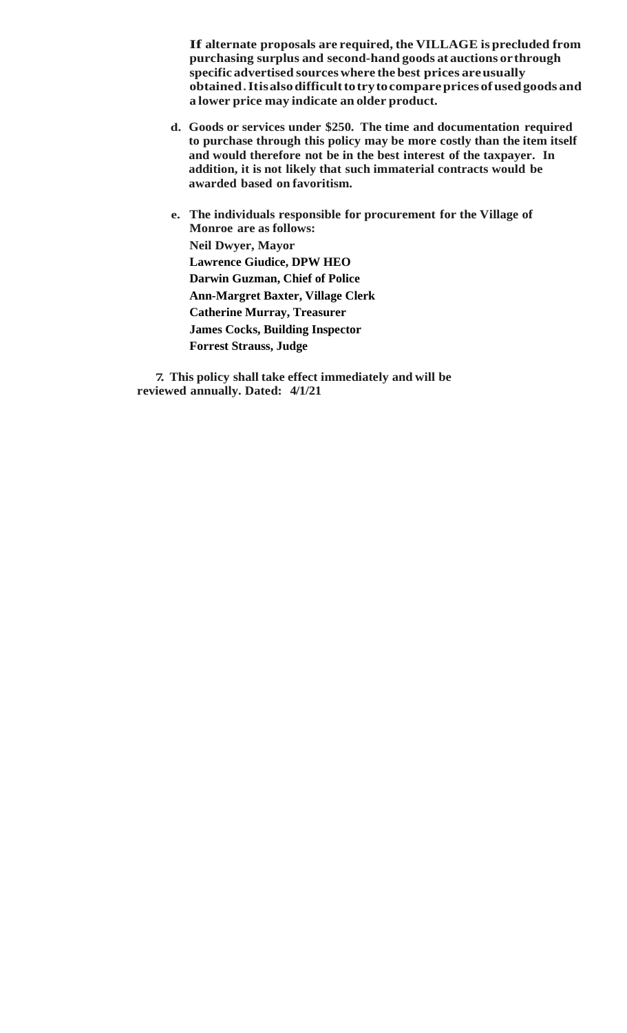**If alternate proposals are required, the VILLAGE is precluded from purchasing surplus and second-hand goods at auctions or through specific advertised sources where the best prices are usually obtained. It is also difficult to try to compare prices of used goods and a lower price may indicate an older product.**

**d. Goods or services under $250. The time and documentation required to purchase through this policy may be more costly than the item itself and would therefore not be in the best interest of the taxpayer. In addition, it is not likely that such immaterial contracts would be awarded based on favoritism.**

**e. The individuals responsible for procurement for the Village of Monroe are as follows:**

**Neil Dwyer, Mayor**
**Lawrence Giudice, DPW HEO**
**Darwin Guzman, Chief of Police**
**Ann-Margret Baxter, Village Clerk**
**Catherine Murray, Treasurer**
**James Cocks, Building Inspector**
**Forrest Strauss, Judge**

**7. This policy shall take effect immediately and will be reviewed annually. Dated: 4/1/21**